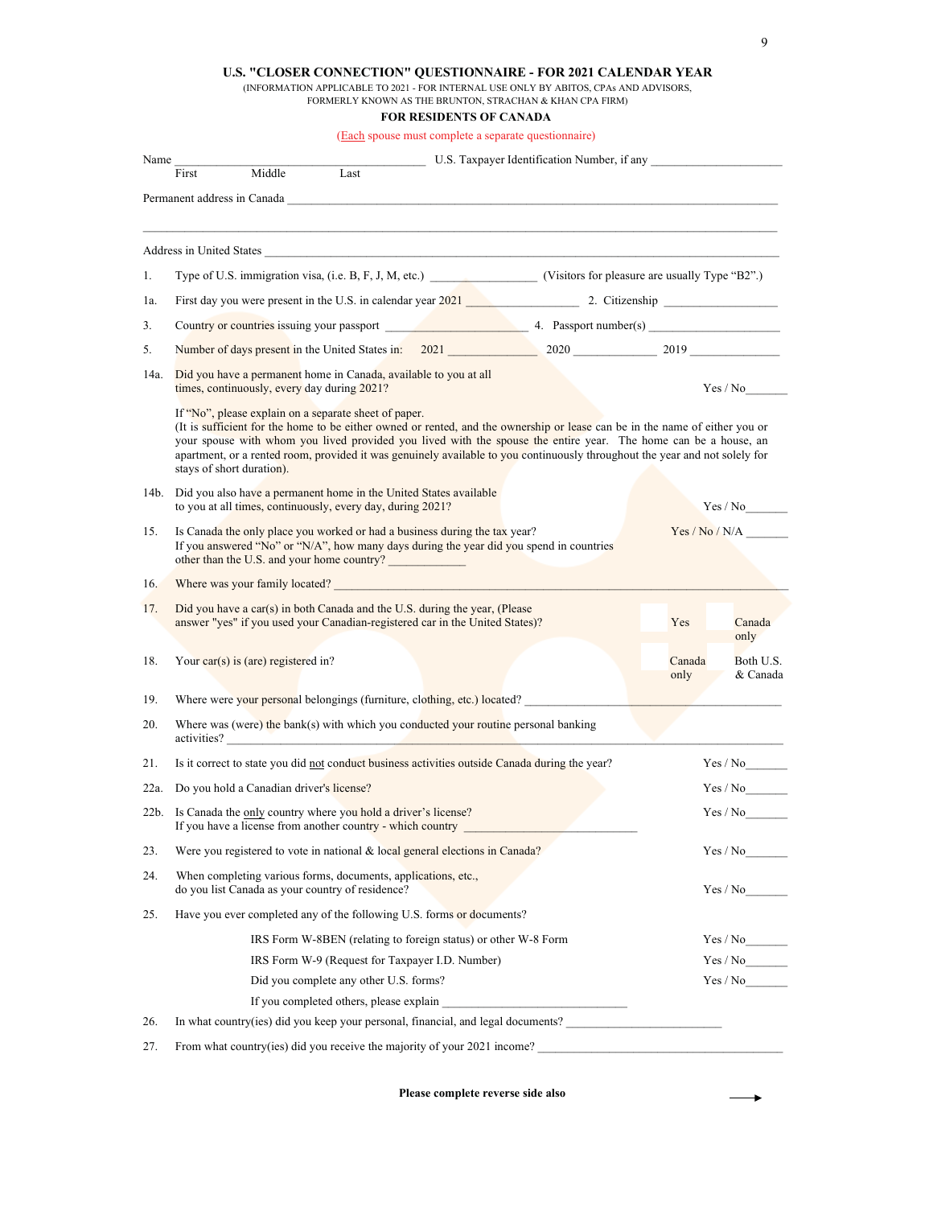## U.S. "CLOSER CONNECTION" QUESTIONNAIRE - FOR 2021 CALENDAR YEAR

(INFORMATION APPLICABLE TO 2021 - FOR INTERNAL USE ONLY BY ABITOS, CPAs AND ADVISORS, FORMERLY KNOWN AS THE BRUNTON, STRACHAN & KHAN CPA FIRM)

### FOR RESIDENTS OF CANADA

(Each spouse must complete a separate questionnaire)

Name ________________________________________ U.S. Taxpayer Identification Number, if any ____________________
First Middle Last

Permanent address in Canada ______________________________________________________________________________

__________________________________________________________________________________________________________

Address in United States ________________________________________________________________________________

1. Type of U.S. immigration visa, (i.e. B, F, J, M, etc.) ________________ (Visitors for pleasure are usually Type "B2".)

1a. First day you were present in the U.S. in calendar year 2021 _________________ 2. Citizenship __________________

3. Country or countries issuing your passport ______________________ 4. Passport number(s) ____________________

5. Number of days present in the United States in: 2021 ______________ 2020 _____________ 2019 ______________

14a. Did you have a permanent home in Canada, available to you at all times, continuously, every day during 2021? Yes / No_______

If "No", please explain on a separate sheet of paper.
(It is sufficient for the home to be either owned or rented, and the ownership or lease can be in the name of either you or your spouse with whom you lived provided you lived with the spouse the entire year. The home can be a house, an apartment, or a rented room, provided it was genuinely available to you continuously throughout the year and not solely for stays of short duration).

14b. Did you also have a permanent home in the United States available to you at all times, continuously, every day, during 2021? Yes / No_______

15. Is Canada the only place you worked or had a business during the tax year? Yes / No / N/A _______
If you answered "No" or "N/A", how many days during the year did you spend in countries other than the U.S. and your home country? ____________

16. Where was your family located? ___________________________________________________________________

17. Did you have a car(s) in both Canada and the U.S. during the year, (Please answer "yes" if you used your Canadian-registered car in the United States)? ☐ Yes ☐ Canada only

18. Your car(s) is (are) registered in? ☐ Canada only ☐ Both U.S. & Canada

19. Where were your personal belongings (furniture, clothing, etc.) located? ____________________________________

20. Where was (were) the bank(s) with which you conducted your routine personal banking activities? ______________________________________________________________________________

21. Is it correct to state you did not conduct business activities outside Canada during the year? Yes / No_______

22a. Do you hold a Canadian driver's license? Yes / No_______

22b. Is Canada the only country where you hold a driver's license? Yes / No_______
If you have a license from another country - which country ____________________________

23. Were you registered to vote in national & local general elections in Canada? Yes / No_______

24. When completing various forms, documents, applications, etc., do you list Canada as your country of residence? Yes / No_______

25. Have you ever completed any of the following U.S. forms or documents?

IRS Form W-8BEN (relating to foreign status) or other W-8 Form Yes / No_______

IRS Form W-9 (Request for Taxpayer I.D. Number) Yes / No_______

Did you complete any other U.S. forms? Yes / No_______

If you completed others, please explain ______________________________

26. In what country(ies) did you keep your personal, financial, and legal documents? ________________________

27. From what country(ies) did you receive the majority of your 2021 income? ________________________________________

**Please complete reverse side also** →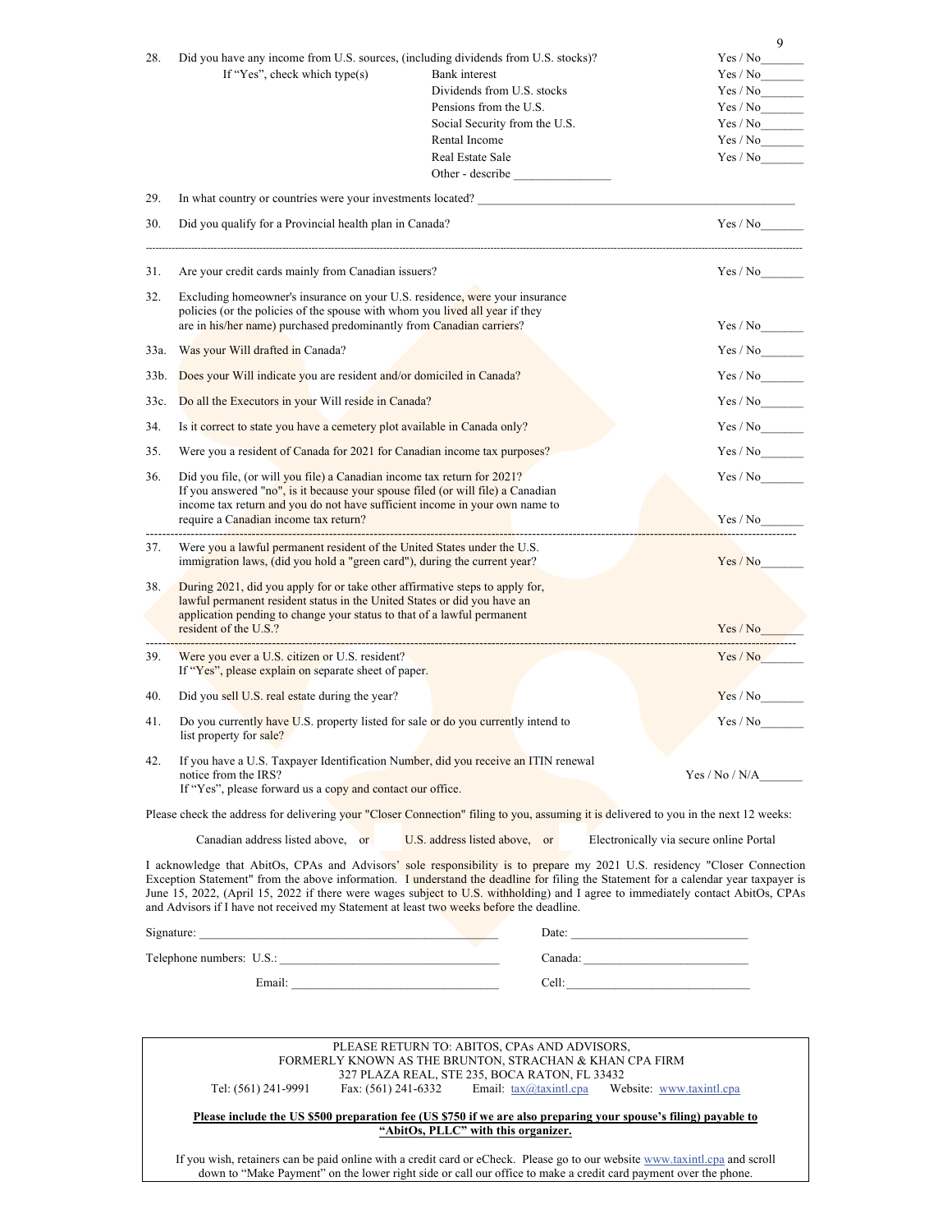28. Did you have any income from U.S. sources, (including dividends from U.S. stocks)? Yes / No_______

| | | |
|---|---|---|
| If "Yes", check which type(s) | Bank interest | Yes / No_______ |
| | Dividends from U.S. stocks | Yes / No_______ |
| | Pensions from the U.S. | Yes / No_______ |
| | Social Security from the U.S. | Yes / No_______ |
| | Rental Income | Yes / No_______ |
| | Real Estate Sale | Yes / No_______ |
| | Other - describe _______________ | |

29. In what country or countries were your investments located? ____________________________________________________

30. Did you qualify for a Provincial health plan in Canada? Yes / No_______

---

31. Are your credit cards mainly from Canadian issuers? Yes / No_______

32. Excluding homeowner's insurance on your U.S. residence, were your insurance policies (or the policies of the spouse with whom you lived all year if they are in his/her name) purchased predominantly from Canadian carriers? Yes / No_______

33a. Was your Will drafted in Canada? Yes / No_______

33b. Does your Will indicate you are resident and/or domiciled in Canada? Yes / No_______

33c. Do all the Executors in your Will reside in Canada? Yes / No_______

34. Is it correct to state you have a cemetery plot available in Canada only? Yes / No_______

35. Were you a resident of Canada for 2021 for Canadian income tax purposes? Yes / No_______

36. Did you file, (or will you file) a Canadian income tax return for 2021? Yes / No_______
If you answered "no", is it because your spouse filed (or will file) a Canadian income tax return and you do not have sufficient income in your own name to require a Canadian income tax return? Yes / No_______

---

37. Were you a lawful permanent resident of the United States under the U.S. immigration laws, (did you hold a "green card"), during the current year? Yes / No_______

38. During 2021, did you apply for or take other affirmative steps to apply for, lawful permanent resident status in the United States or did you have an application pending to change your status to that of a lawful permanent resident of the U.S.? Yes / No_______

---

39. Were you ever a U.S. citizen or U.S. resident? Yes / No_______
If "Yes", please explain on separate sheet of paper.

40. Did you sell U.S. real estate during the year? Yes / No_______

41. Do you currently have U.S. property listed for sale or do you currently intend to list property for sale? Yes / No_______

42. If you have a U.S. Taxpayer Identification Number, did you receive an ITIN renewal notice from the IRS? Yes / No / N/A_______
If "Yes", please forward us a copy and contact our office.

Please check the address for delivering your "Closer Connection" filing to you, assuming it is delivered to you in the next 12 weeks:

Canadian address listed above, or U.S. address listed above, or Electronically via secure online Portal

I acknowledge that AbitOs, CPAs and Advisors' sole responsibility is to prepare my 2021 U.S. residency "Closer Connection Exception Statement" from the above information. I understand the deadline for filing the Statement for a calendar year taxpayer is June 15, 2022, (April 15, 2022 if there were wages subject to U.S. withholding) and I agree to immediately contact AbitOs, CPAs and Advisors if I have not received my Statement at least two weeks before the deadline.

Signature: ____________________________________________ Date: ____________________________

Telephone numbers: U.S.: ___________________________________ Canada: __________________________

Email: _________________________________ Cell: ______________________________

PLEASE RETURN TO: ABITOS, CPAs AND ADVISORS,
FORMERLY KNOWN AS THE BRUNTON, STRACHAN & KHAN CPA FIRM
327 PLAZA REAL, STE 235, BOCA RATON, FL 33432
Tel: (561) 241-9991 Fax: (561) 241-6332 Email: tax@taxintl.cpa Website: www.taxintl.cpa

**Please include the US $500 preparation fee (US $750 if we are also preparing your spouse's filing) payable to "AbitOs, PLLC" with this organizer.**

If you wish, retainers can be paid online with a credit card or eCheck. Please go to our website www.taxintl.cpa and scroll down to "Make Payment" on the lower right side or call our office to make a credit card payment over the phone.